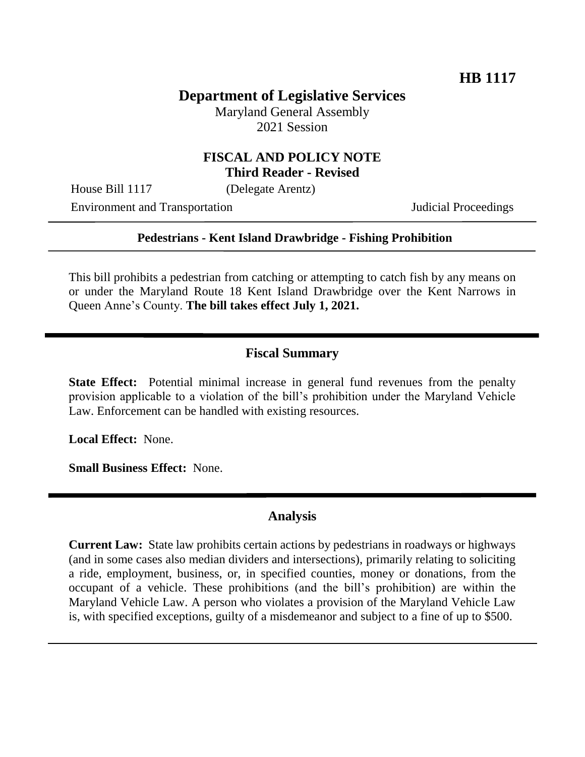**HB 1117**

# Department of Legislative Services

Maryland General Assembly
2021 Session

## FISCAL AND POLICY NOTE
**Third Reader - Revised**

House Bill 1117 (Delegate Arentz)

Environment and Transportation Judicial Proceedings

---

**Pedestrians - Kent Island Drawbridge - Fishing Prohibition**

---

This bill prohibits a pedestrian from catching or attempting to catch fish by any means on or under the Maryland Route 18 Kent Island Drawbridge over the Kent Narrows in Queen Anne's County. **The bill takes effect July 1, 2021.**

---

## Fiscal Summary

**State Effect:** Potential minimal increase in general fund revenues from the penalty provision applicable to a violation of the bill's prohibition under the Maryland Vehicle Law. Enforcement can be handled with existing resources.

**Local Effect:** None.

**Small Business Effect:** None.

---

## Analysis

**Current Law:** State law prohibits certain actions by pedestrians in roadways or highways (and in some cases also median dividers and intersections), primarily relating to soliciting a ride, employment, business, or, in specified counties, money or donations, from the occupant of a vehicle. These prohibitions (and the bill's prohibition) are within the Maryland Vehicle Law. A person who violates a provision of the Maryland Vehicle Law is, with specified exceptions, guilty of a misdemeanor and subject to a fine of up to $500.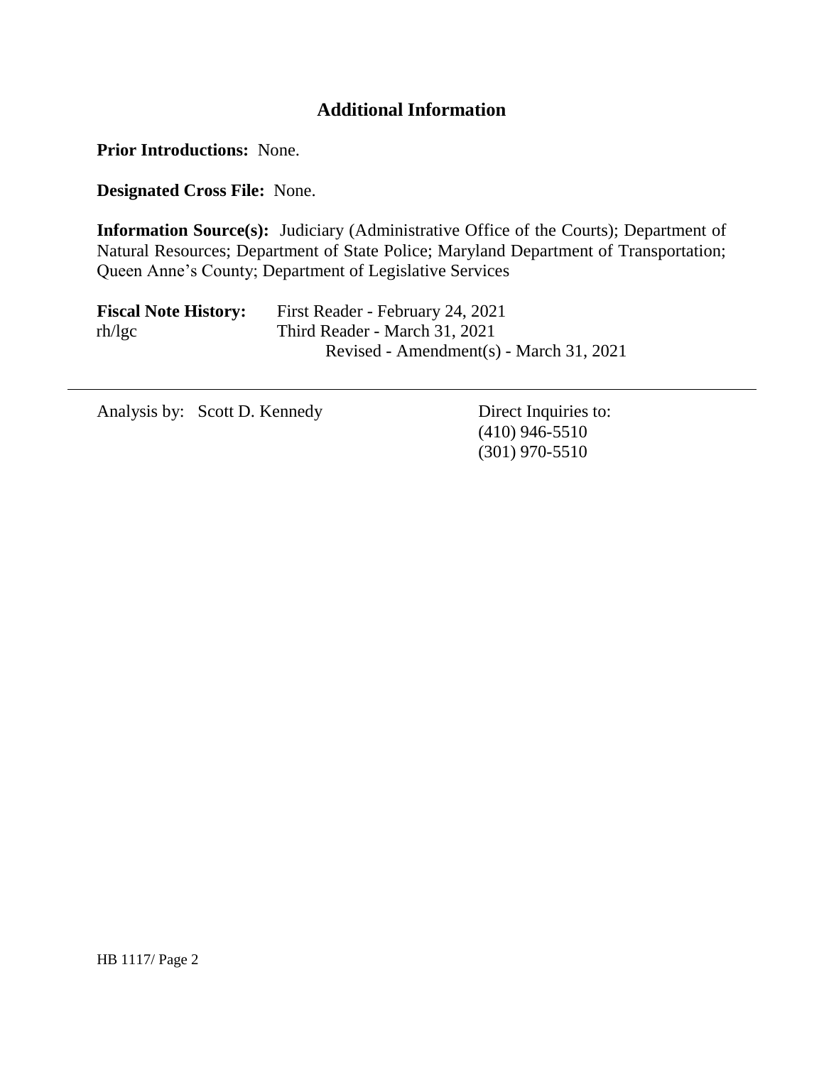## Additional Information

**Prior Introductions:** None.

**Designated Cross File:** None.

**Information Source(s):** Judiciary (Administrative Office of the Courts); Department of Natural Resources; Department of State Police; Maryland Department of Transportation; Queen Anne's County; Department of Legislative Services

| | |
|---|---|
| **Fiscal Note History:** | First Reader - February 24, 2021 |
| rh/lgc | Third Reader - March 31, 2021 |
| | Revised - Amendment(s) - March 31, 2021 |

---

Analysis by: Scott D. Kennedy

Direct Inquiries to:
(410) 946-5510
(301) 970-5510